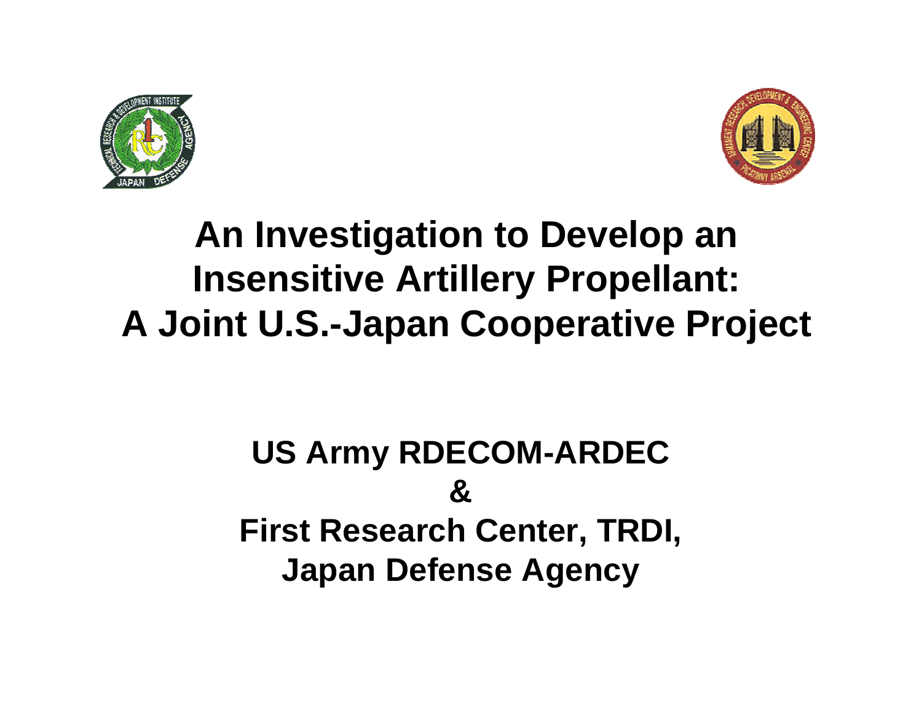# An Investigation to Develop an Insensitive Artillery Propellant: A Joint U.S.-Japan Cooperative Project

**US Army RDECOM-ARDEC**

**&**

**First Research Center, TRDI,**

**Japan Defense Agency**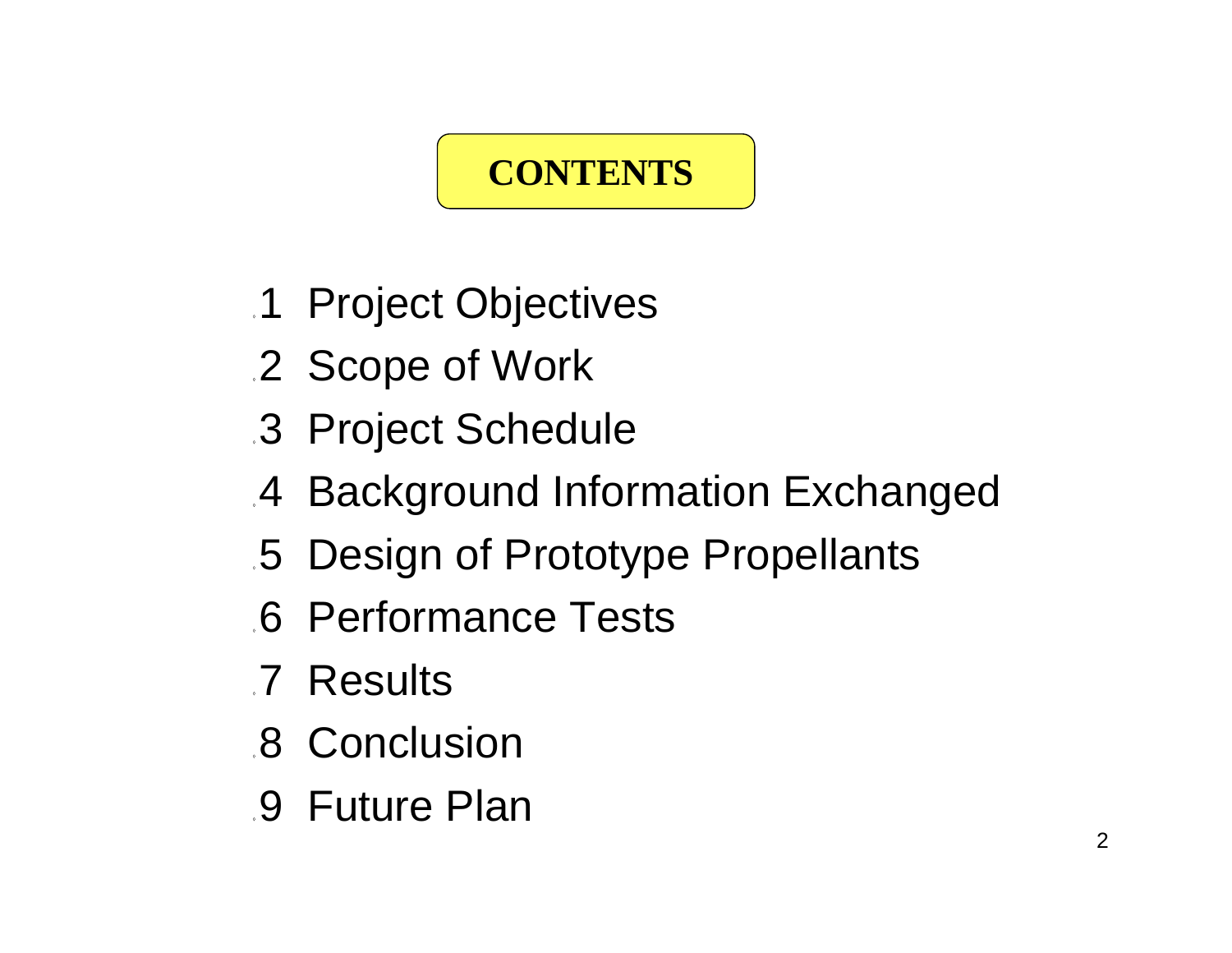# CONTENTS

1. Project Objectives
2. Scope of Work
3. Project Schedule
4. Background Information Exchanged
5. Design of Prototype Propellants
6. Performance Tests
7. Results
8. Conclusion
9. Future Plan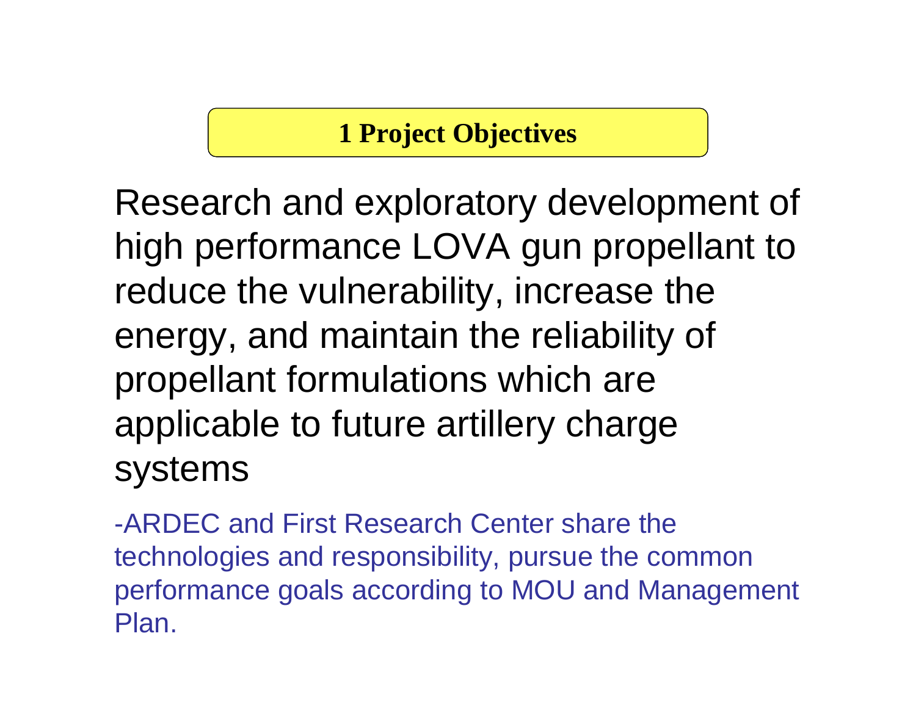## 1 Project Objectives

Research and exploratory development of high performance LOVA gun propellant to reduce the vulnerability, increase the energy, and maintain the reliability of propellant formulations which are applicable to future artillery charge systems

-ARDEC and First Research Center share the technologies and responsibility, pursue the common performance goals according to MOU and Management Plan.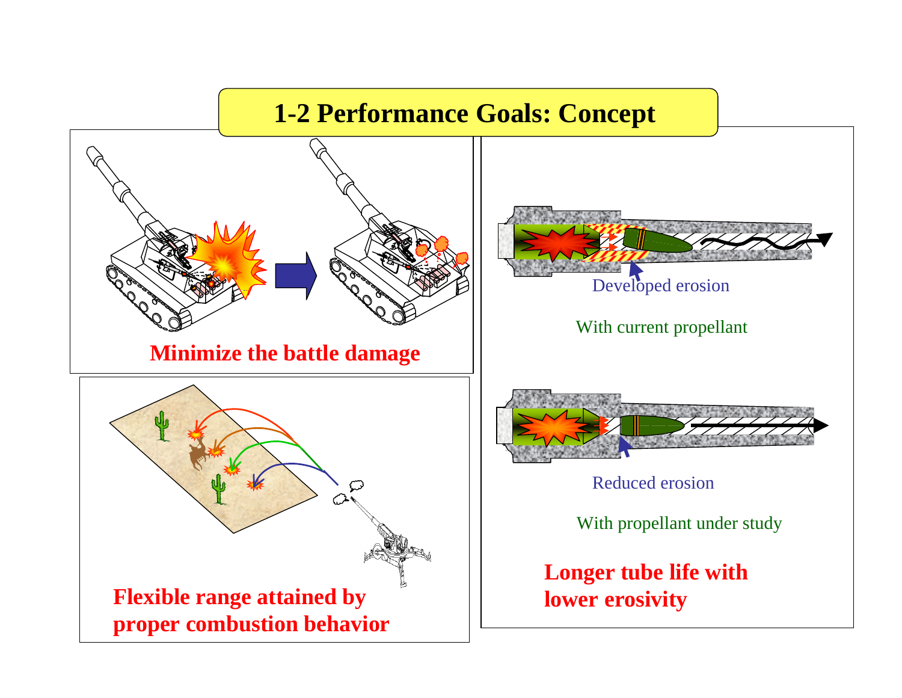# 1-2 Performance Goals: Concept

**Minimize the battle damage**

**Flexible range attained by proper combustion behavior**

Developed erosion

With current propellant

Reduced erosion

With propellant under study

**Longer tube life with lower erosivity**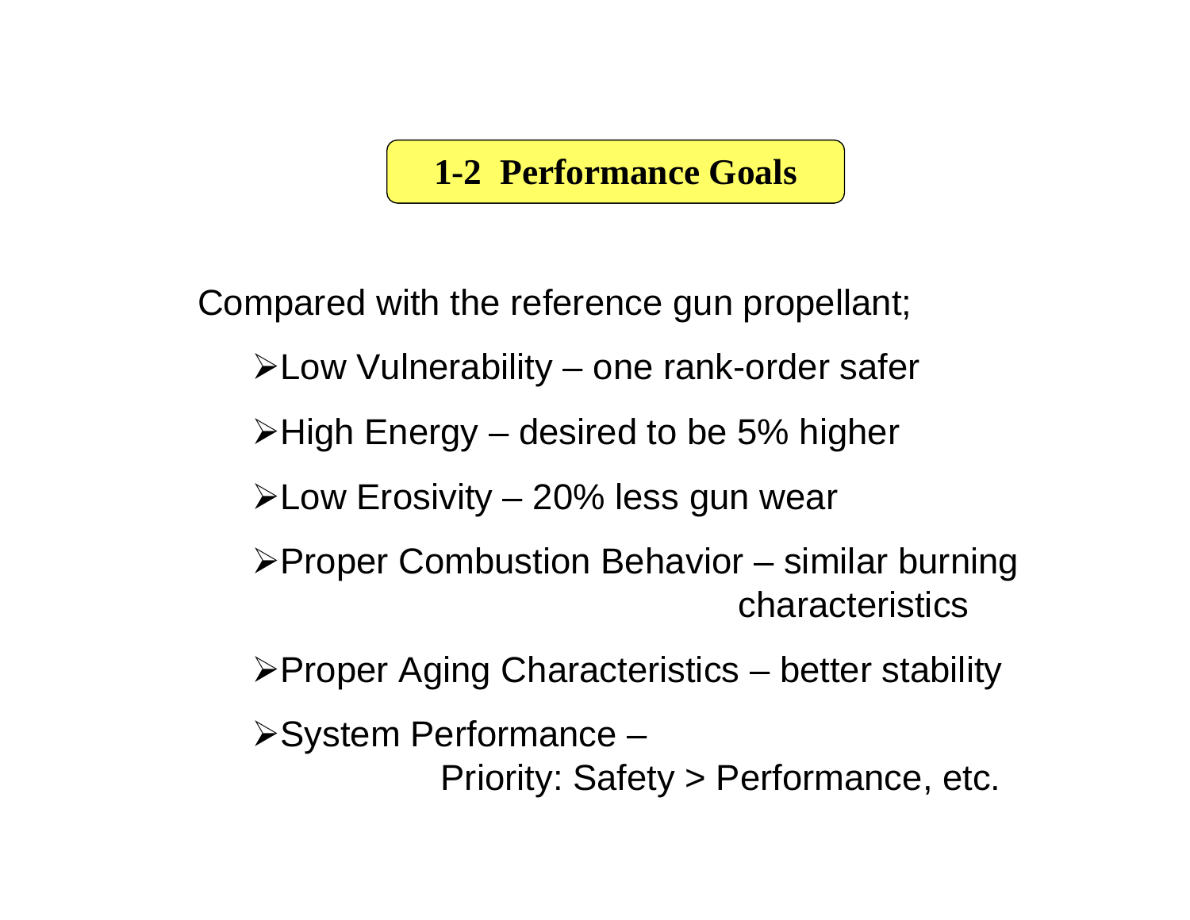## 1-2 Performance Goals

Compared with the reference gun propellant;

- Low Vulnerability – one rank-order safer
- High Energy – desired to be 5% higher
- Low Erosivity – 20% less gun wear
- Proper Combustion Behavior – similar burning characteristics
- Proper Aging Characteristics – better stability
- System Performance –
  Priority: Safety > Performance, etc.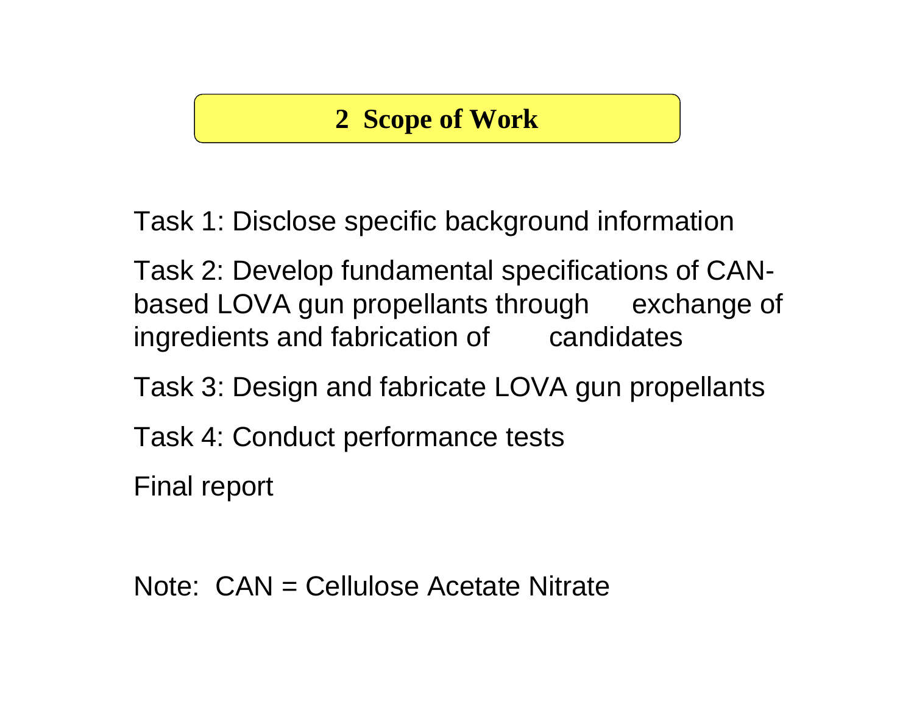## 2 Scope of Work

Task 1: Disclose specific background information

Task 2: Develop fundamental specifications of CAN-based LOVA gun propellants through exchange of ingredients and fabrication of candidates

Task 3: Design and fabricate LOVA gun propellants

Task 4: Conduct performance tests

Final report

Note: CAN = Cellulose Acetate Nitrate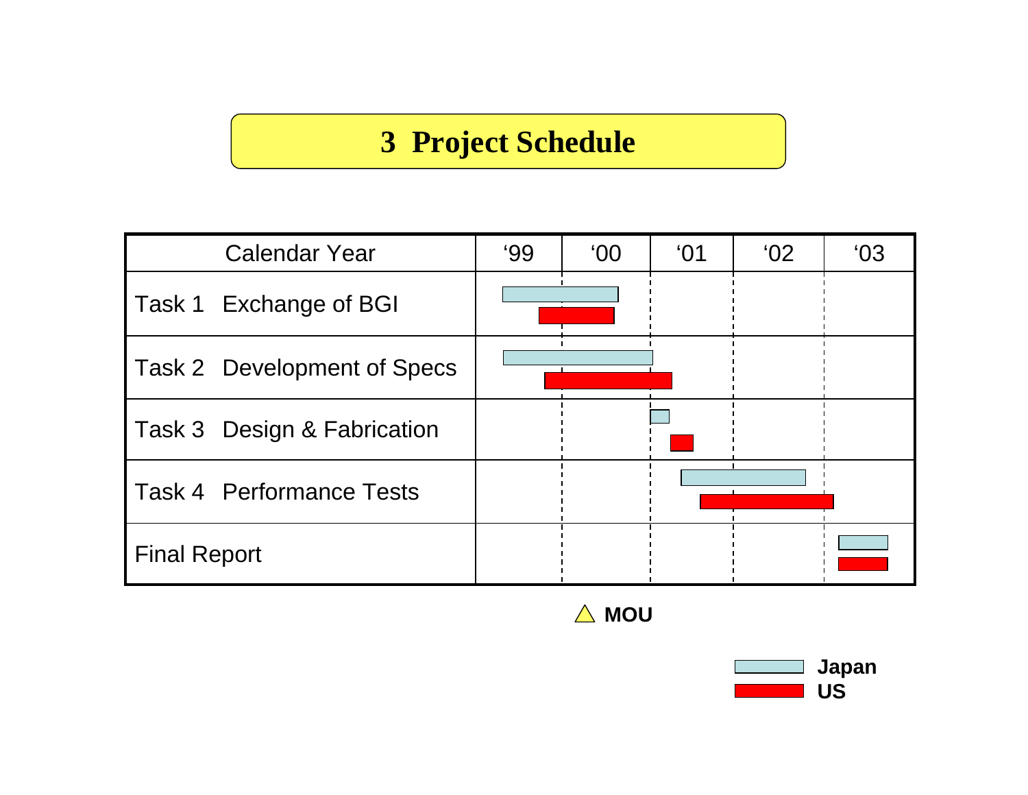# 3 Project Schedule

| Calendar Year | ‘99 | ‘00 | ‘01 | ‘02 | ‘03 |
|---|---|---|---|---|---|
| Task 1 Exchange of BGI | | | | | |
| Task 2 Development of Specs | | | | | |
| Task 3 Design & Fabrication | | | | | |
| Task 4 Performance Tests | | | | | |
| Final Report | | | | | |

△ MOU

Japan

US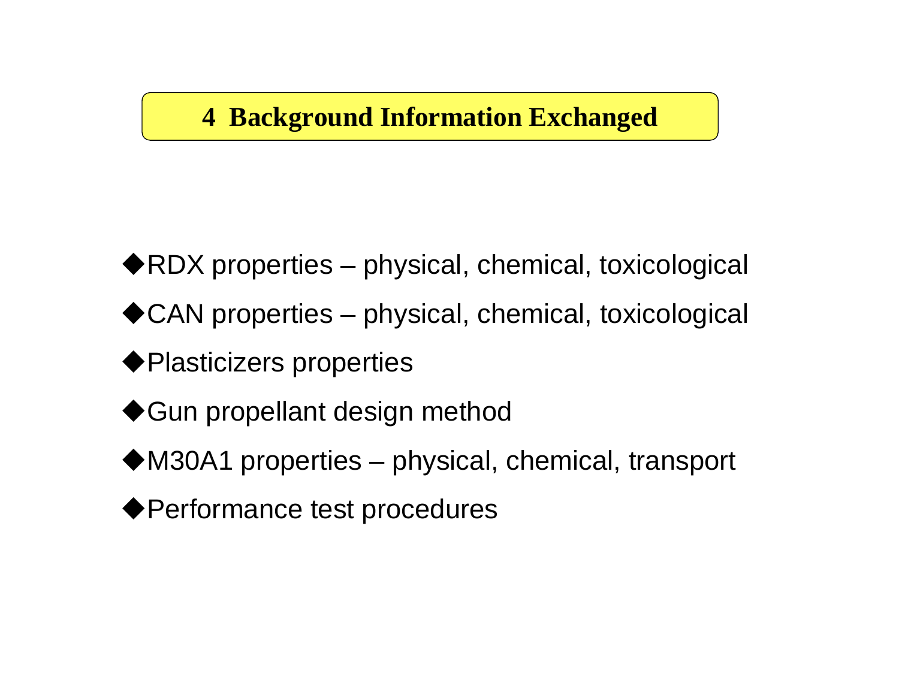## 4 Background Information Exchanged

- RDX properties – physical, chemical, toxicological
- CAN properties – physical, chemical, toxicological
- Plasticizers properties
- Gun propellant design method
- M30A1 properties – physical, chemical, transport
- Performance test procedures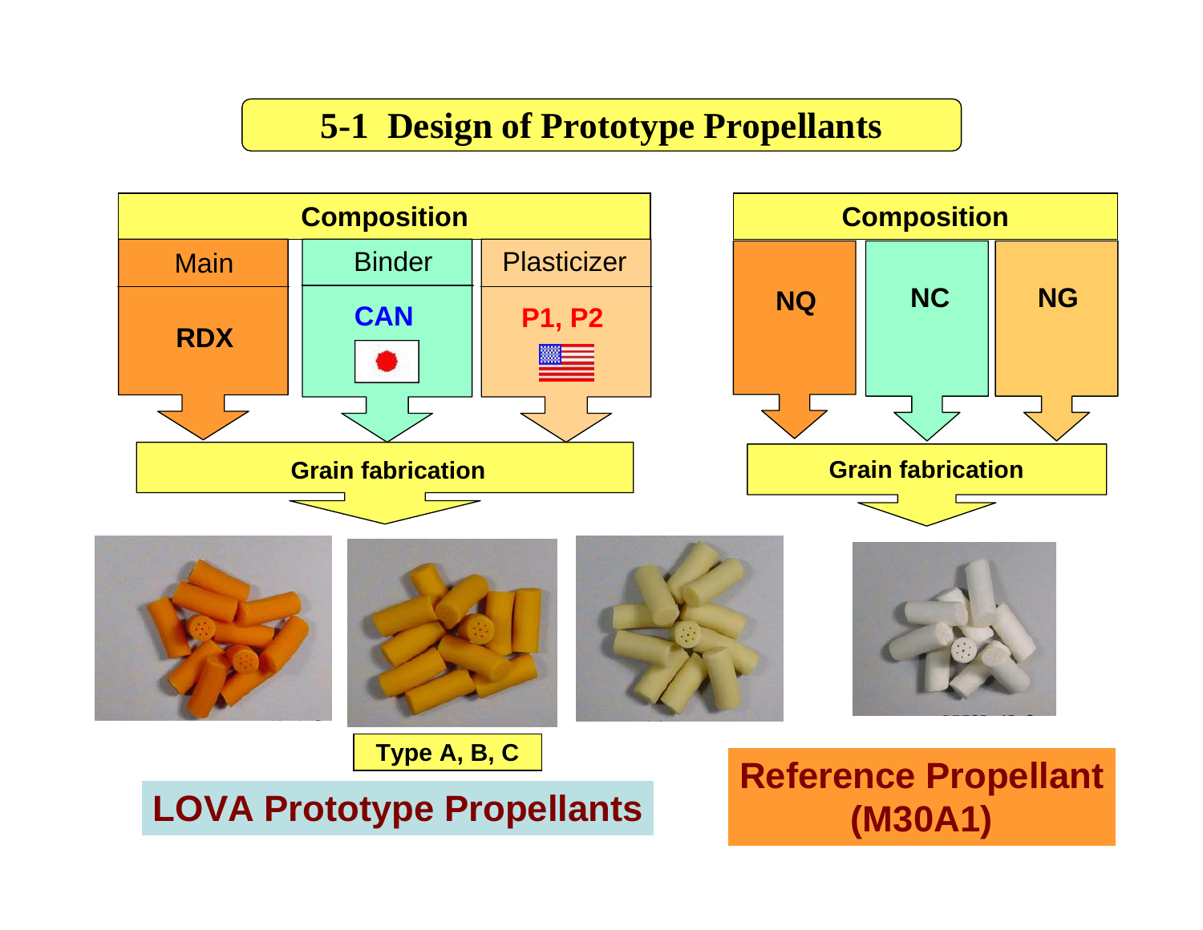# 5-1 Design of Prototype Propellants

**LOVA Prototype Propellants**

| Composition | | |
|---|---|---|
| Main | Binder | Plasticizer |
| **RDX** | **CAN** | **P1, P2** |

**Grain fabrication**

**Type A, B, C**

**Reference Propellant (M30A1)**

| Composition | | |
|---|---|---|
| **NQ** | **NC** | **NG** |

**Grain fabrication**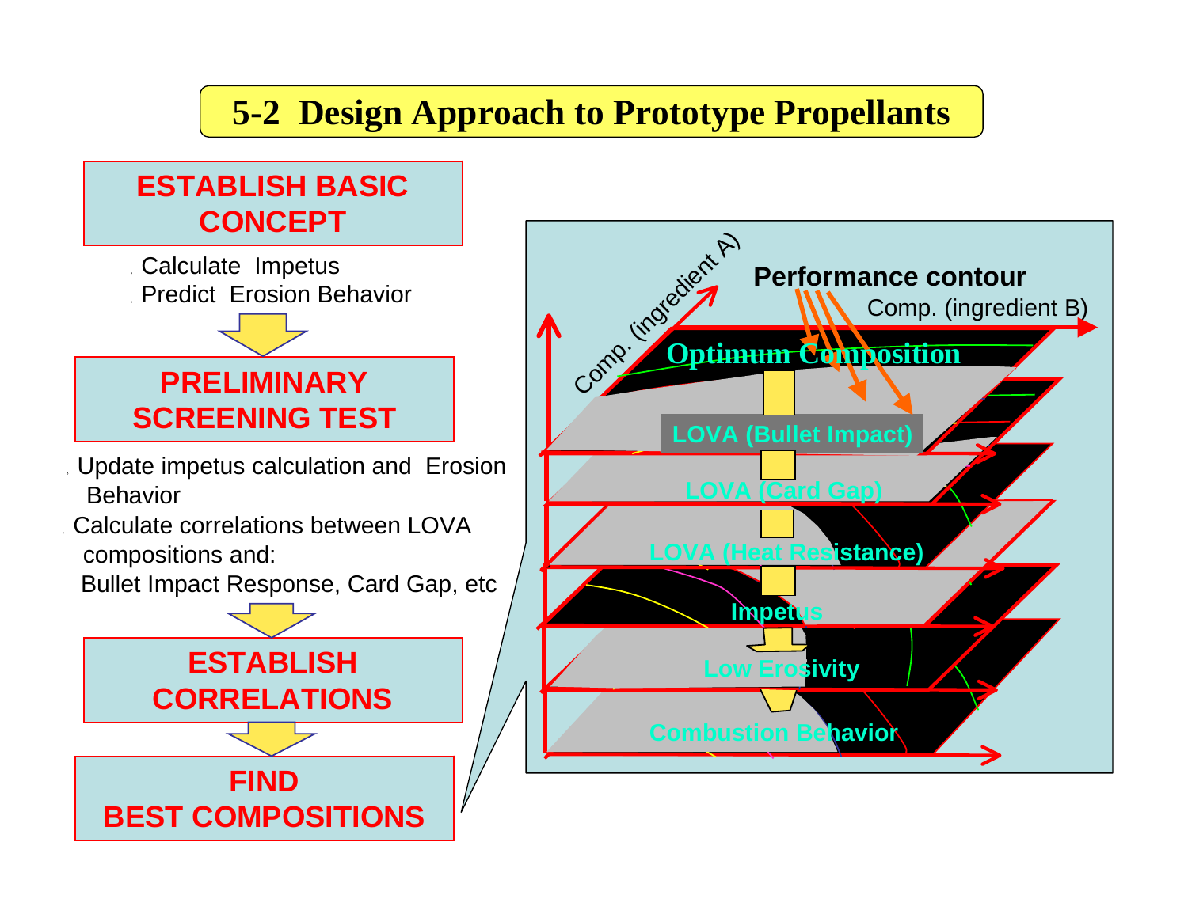# 5-2 Design Approach to Prototype Propellants

**ESTABLISH BASIC CONCEPT**

- Calculate Impetus
- Predict Erosion Behavior

**PRELIMINARY SCREENING TEST**

- Update impetus calculation and Erosion Behavior
- Calculate correlations between LOVA compositions and: Bullet Impact Response, Card Gap, etc

**ESTABLISH CORRELATIONS**

**FIND BEST COMPOSITIONS**

Performance contour

Comp. (ingredient A)

Comp. (ingredient B)

Optimum Composition

LOVA (Bullet Impact)

LOVA (Card Gap)

LOVA (Heat Resistance)

Impetus

Low Erosivity

Combustion Behavior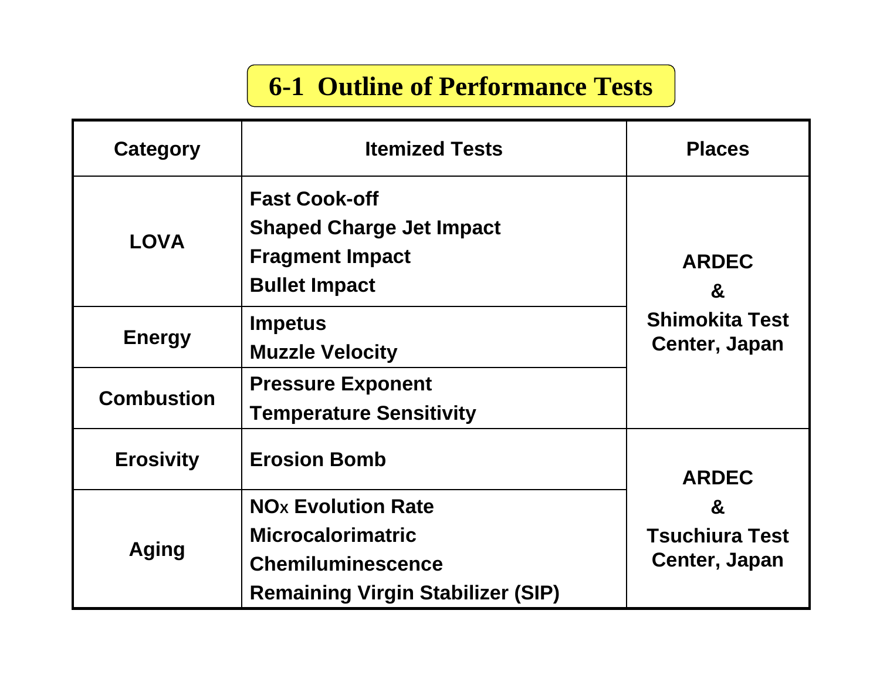# 6-1 Outline of Performance Tests

| Category | Itemized Tests | Places |
|---|---|---|
| LOVA | Fast Cook-off<br>Shaped Charge Jet Impact<br>Fragment Impact<br>Bullet Impact | ARDEC & Shimokita Test Center, Japan |
| Energy | Impetus<br>Muzzle Velocity | |
| Combustion | Pressure Exponent<br>Temperature Sensitivity | |
| Erosivity | Erosion Bomb | ARDEC & Tsuchiura Test Center, Japan |
| Aging | $NO_X$ Evolution Rate<br>Microcalorimatric<br>Chemiluminescence<br>Remaining Virgin Stabilizer (SIP) | |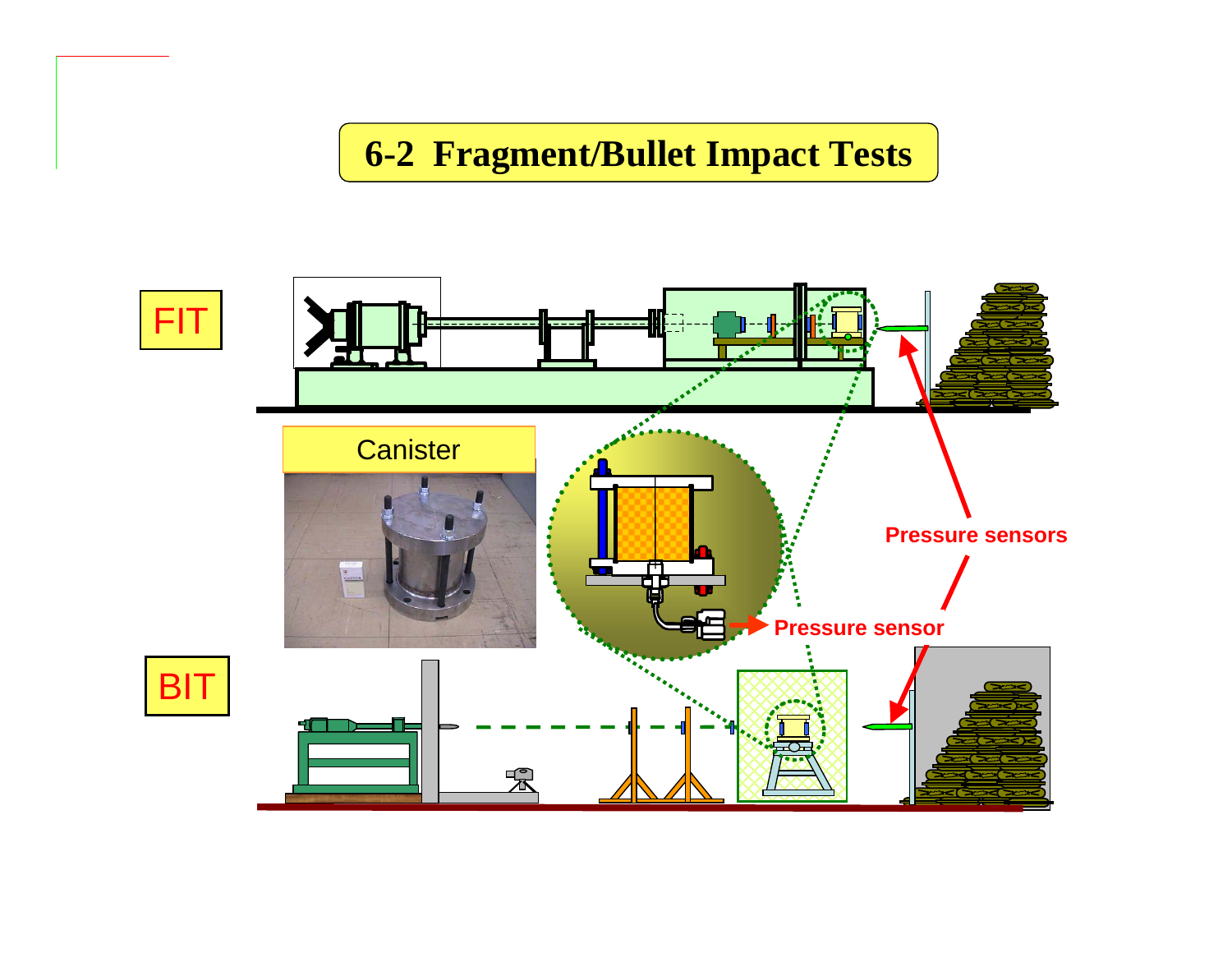# 6-2 Fragment/Bullet Impact Tests

FIT

Canister

Pressure sensors

Pressure sensor

BIT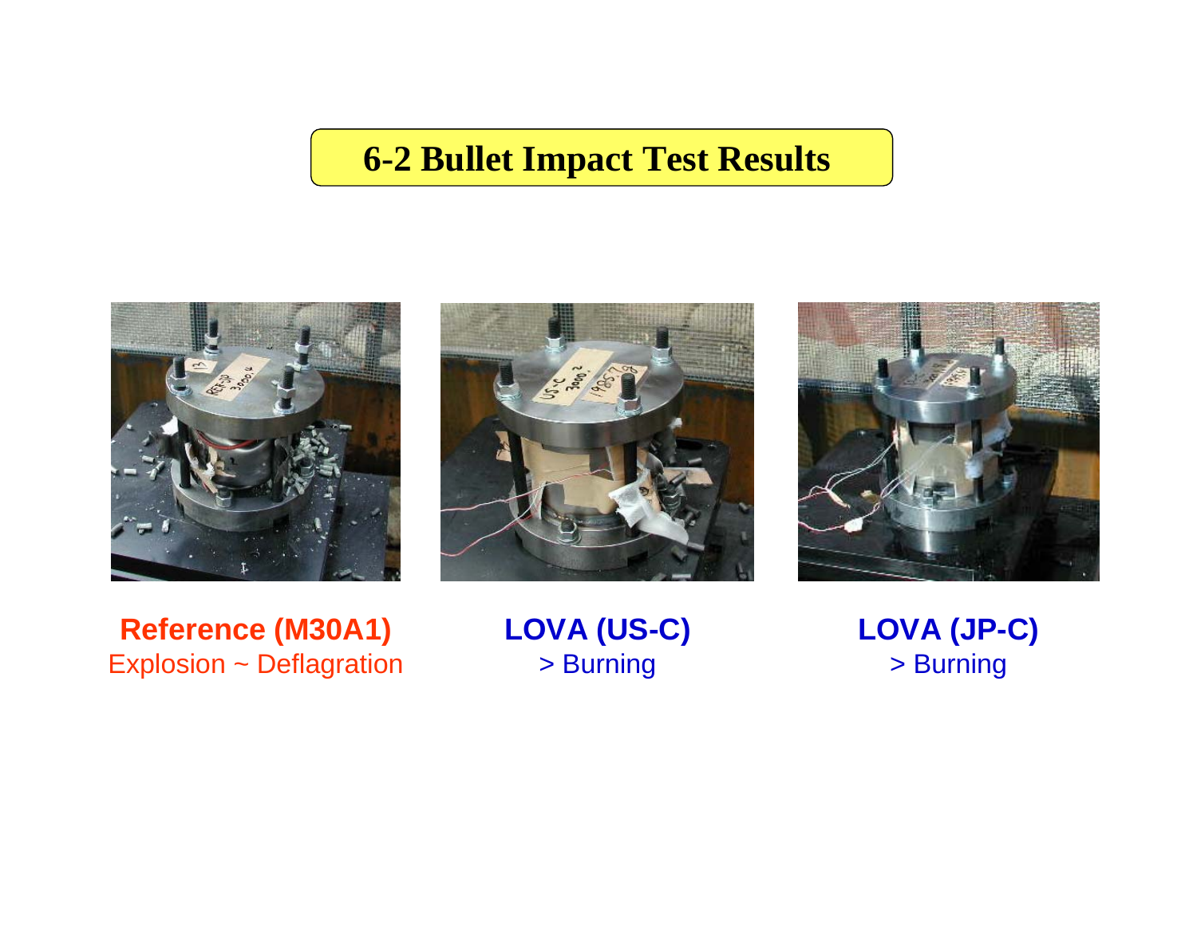# 6-2 Bullet Impact Test Results

**Reference (M30A1)**
Explosion ~ Deflagration

**LOVA (US-C)**
> Burning

**LOVA (JP-C)**
> Burning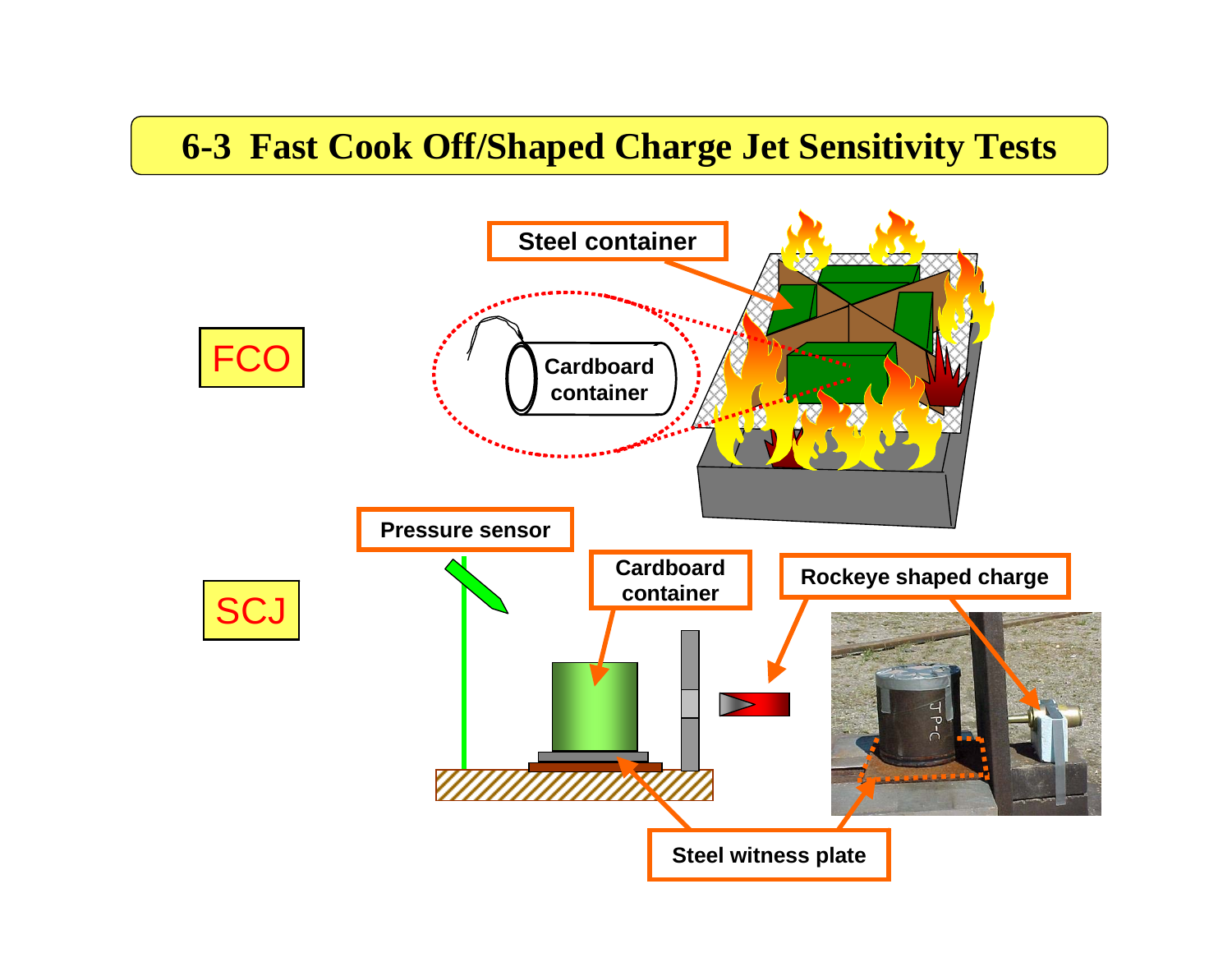# 6-3 Fast Cook Off/Shaped Charge Jet Sensitivity Tests

FCO

Steel container

Cardboard container

SCJ

Pressure sensor

Cardboard container

Rockeye shaped charge

Steel witness plate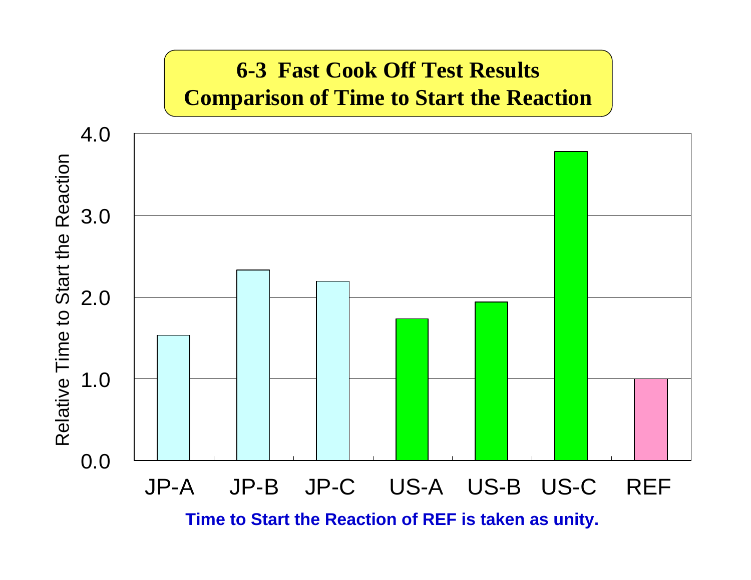## 6-3 Fast Cook Off Test Results
## Comparison of Time to Start the Reaction

| Sample | Relative Time to Start the Reaction |
| --- | --- |
| JP-A | 1.5 |
| JP-B | 2.3 |
| JP-C | 2.2 |
| US-A | 1.7 |
| US-B | 1.9 |
| US-C | 3.8 |
| REF | 1.0 |

**Time to Start the Reaction of REF is taken as unity.**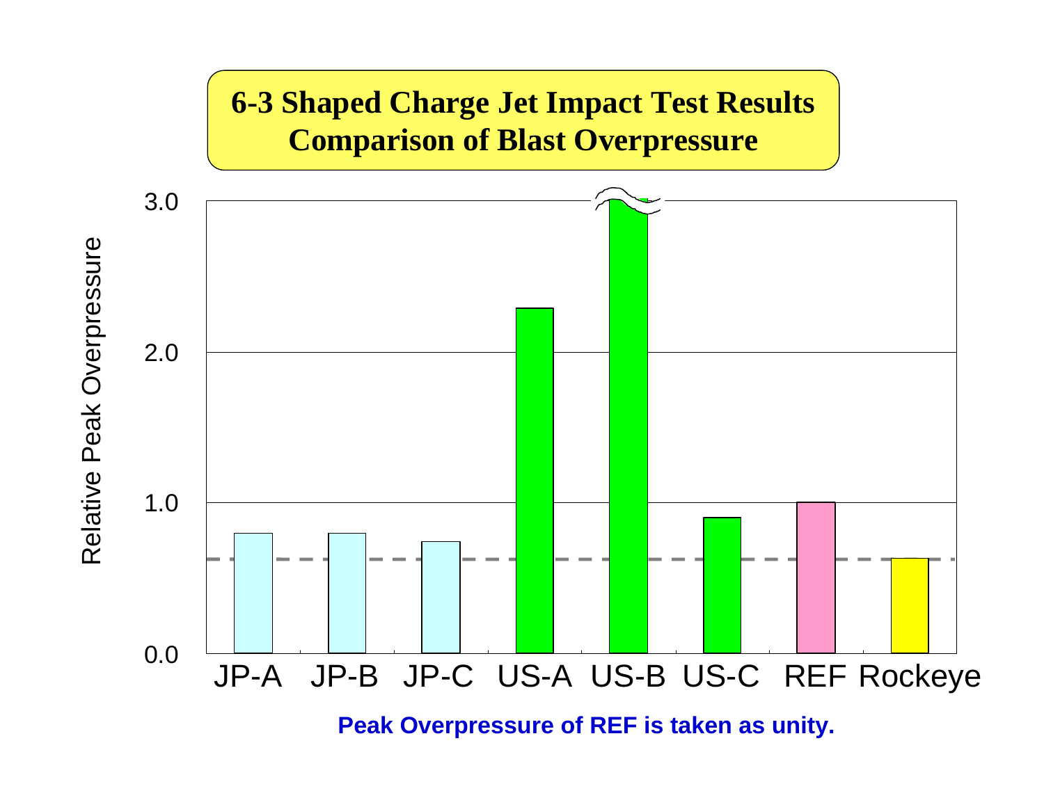# 6-3 Shaped Charge Jet Impact Test Results
## Comparison of Blast Overpressure

Relative Peak Overpressure

3.0

2.0

1.0

0.0

JP-A JP-B JP-C US-A US-B US-C REF Rockeye

**Peak Overpressure of REF is taken as unity.**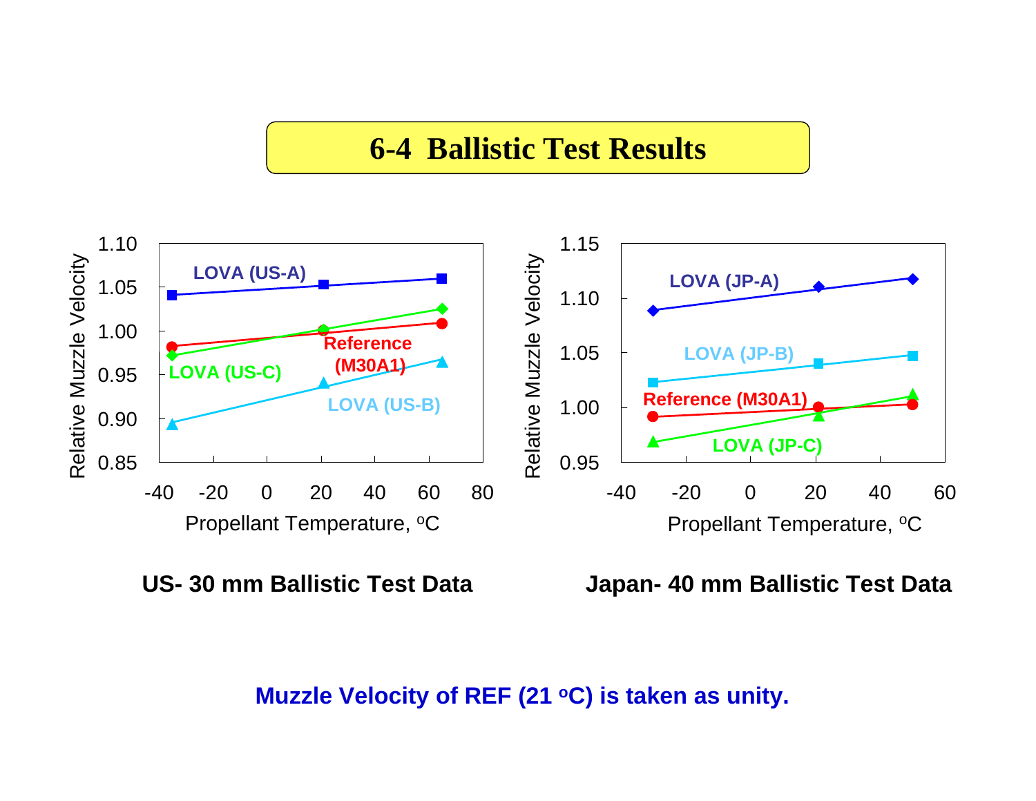# 6-4 Ballistic Test Results

**US- 30 mm Ballistic Test Data**

**Japan- 40 mm Ballistic Test Data**

**Muzzle Velocity of REF (21 $^{o}$C) is taken as unity.**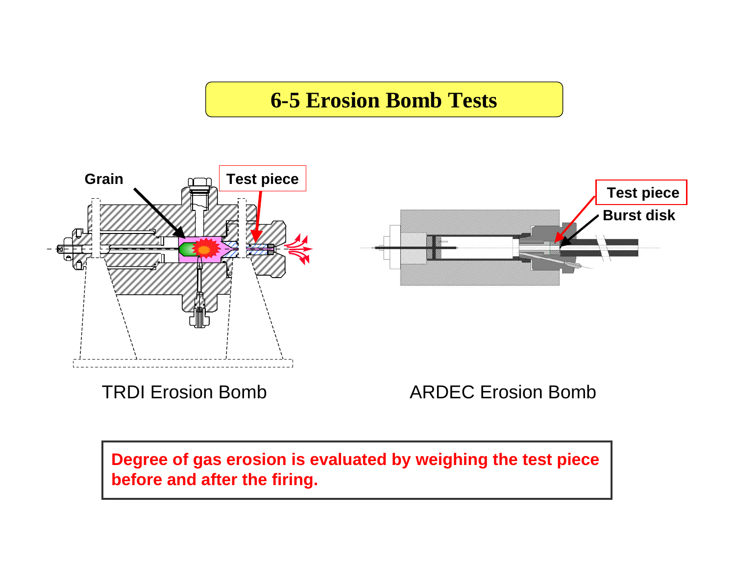# 6-5 Erosion Bomb Tests

Grain

Test piece

TRDI Erosion Bomb

Test piece

Burst disk

ARDEC Erosion Bomb

**Degree of gas erosion is evaluated by weighing the test piece before and after the firing.**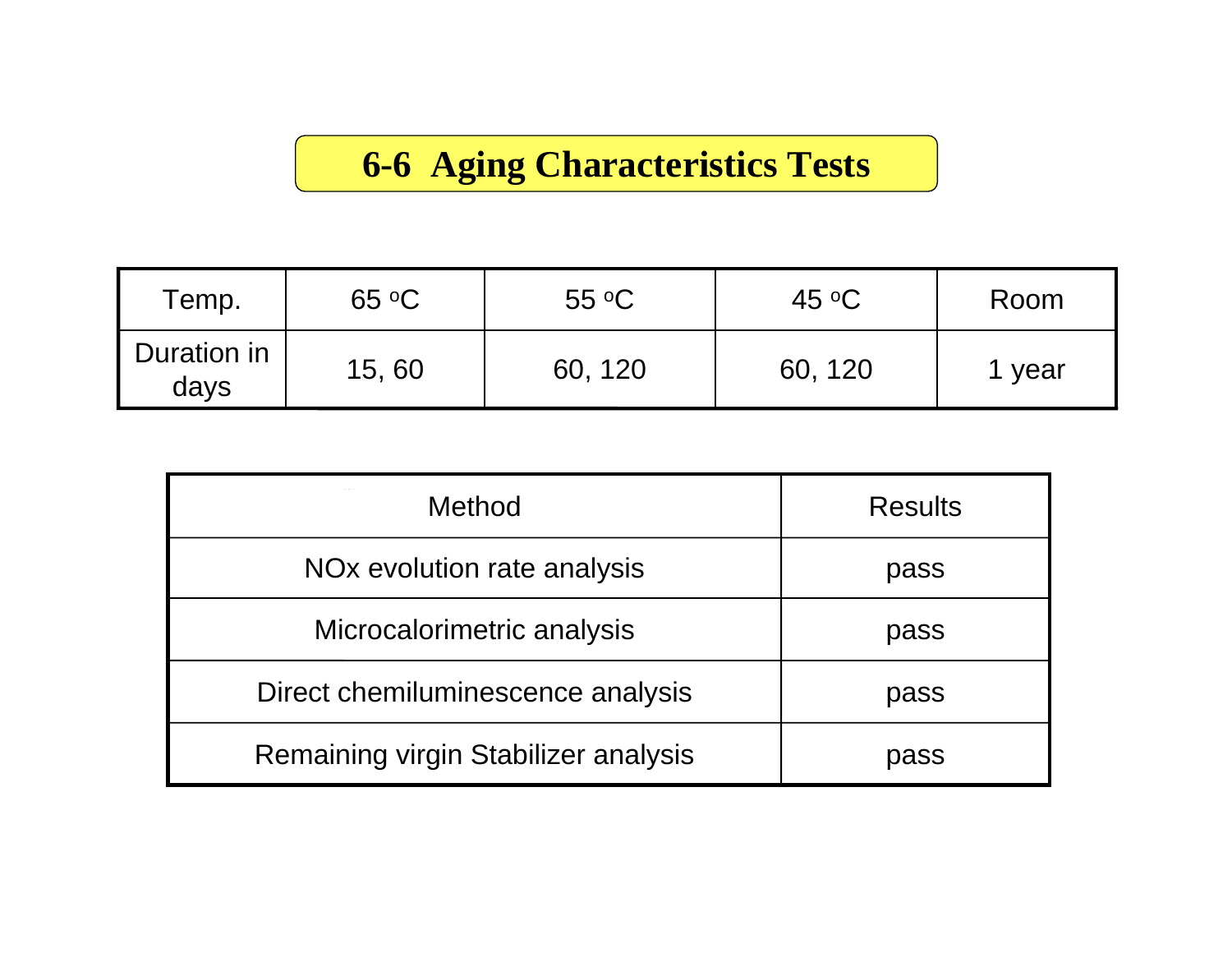# 6-6 Aging Characteristics Tests

| Temp. | 65 $^{o}$C | 55 $^{o}$C | 45 $^{o}$C | Room |
|---|---|---|---|---|
| Duration in days | 15, 60 | 60, 120 | 60, 120 | 1 year |

| Method | Results |
|---|---|
| NOx evolution rate analysis | pass |
| Microcalorimetric analysis | pass |
| Direct chemiluminescence analysis | pass |
| Remaining virgin Stabilizer analysis | pass |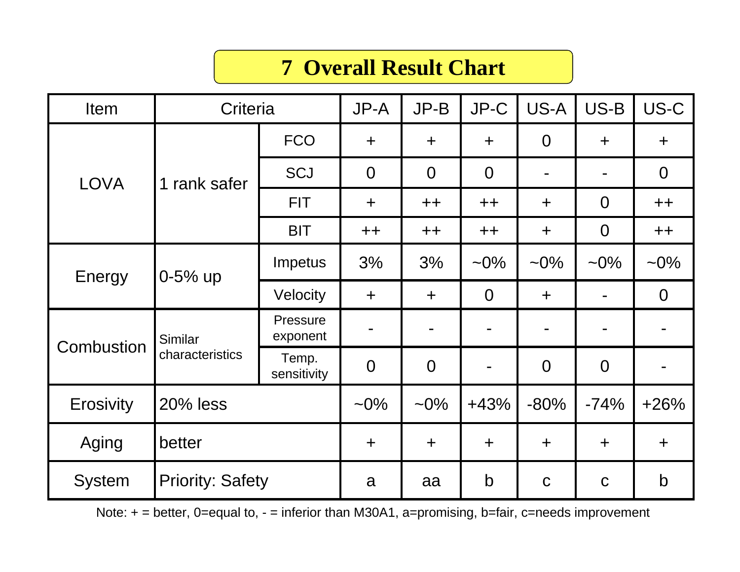# 7 Overall Result Chart

| Item | Criteria | | JP-A | JP-B | JP-C | US-A | US-B | US-C |
|---|---|---|---|---|---|---|---|---|
| LOVA | 1 rank safer | FCO | + | + | + | 0 | + | + |
| | | SCJ | 0 | 0 | 0 | - | - | 0 |
| | | FIT | + | ++ | ++ | + | 0 | ++ |
| | | BIT | ++ | ++ | ++ | + | 0 | ++ |
| Energy | 0-5% up | Impetus | 3% | 3% | ~0% | ~0% | ~0% | ~0% |
| | | Velocity | + | + | 0 | + | - | 0 |
| Combustion | Similar characteristics | Pressure exponent | - | - | - | - | - | - |
| | | Temp. sensitivity | 0 | 0 | - | 0 | 0 | - |
| Erosivity | 20% less | | ~0% | ~0% | +43% | -80% | -74% | +26% |
| Aging | better | | + | + | + | + | + | + |
| System | Priority: Safety | | a | aa | b | c | c | b |

Note: + = better, 0=equal to, - = inferior than M30A1, a=promising, b=fair, c=needs improvement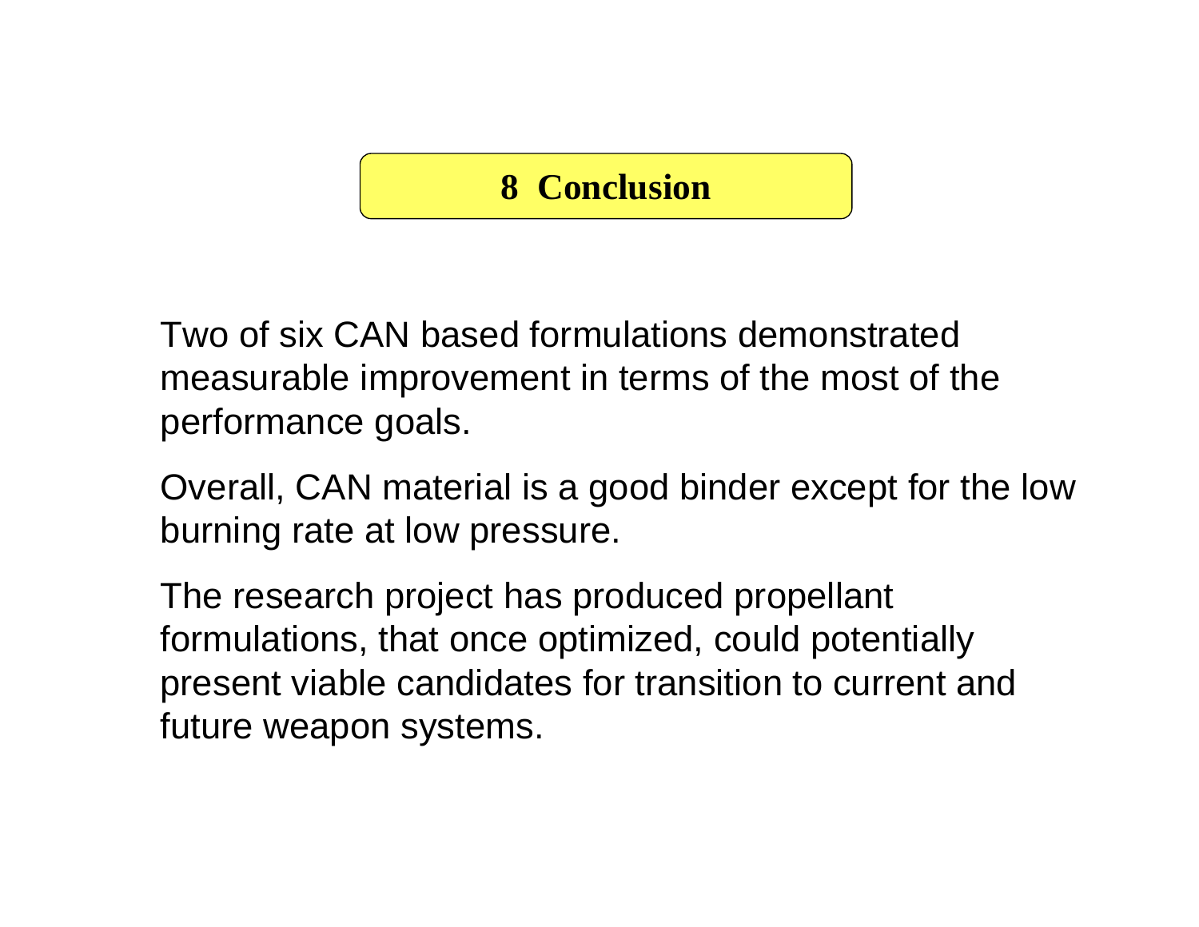# 8 Conclusion

Two of six CAN based formulations demonstrated measurable improvement in terms of the most of the performance goals.

Overall, CAN material is a good binder except for the low burning rate at low pressure.

The research project has produced propellant formulations, that once optimized, could potentially present viable candidates for transition to current and future weapon systems.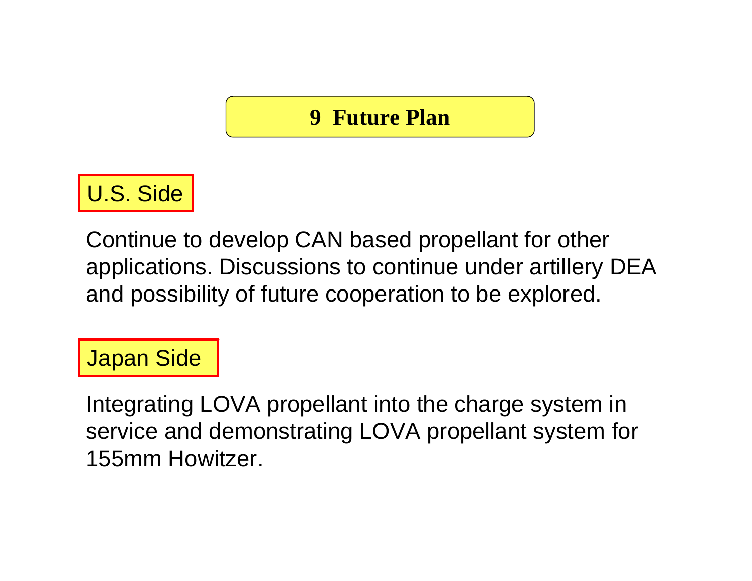# 9 Future Plan

## U.S. Side

Continue to develop CAN based propellant for other applications. Discussions to continue under artillery DEA and possibility of future cooperation to be explored.

## Japan Side

Integrating LOVA propellant into the charge system in service and demonstrating LOVA propellant system for 155mm Howitzer.